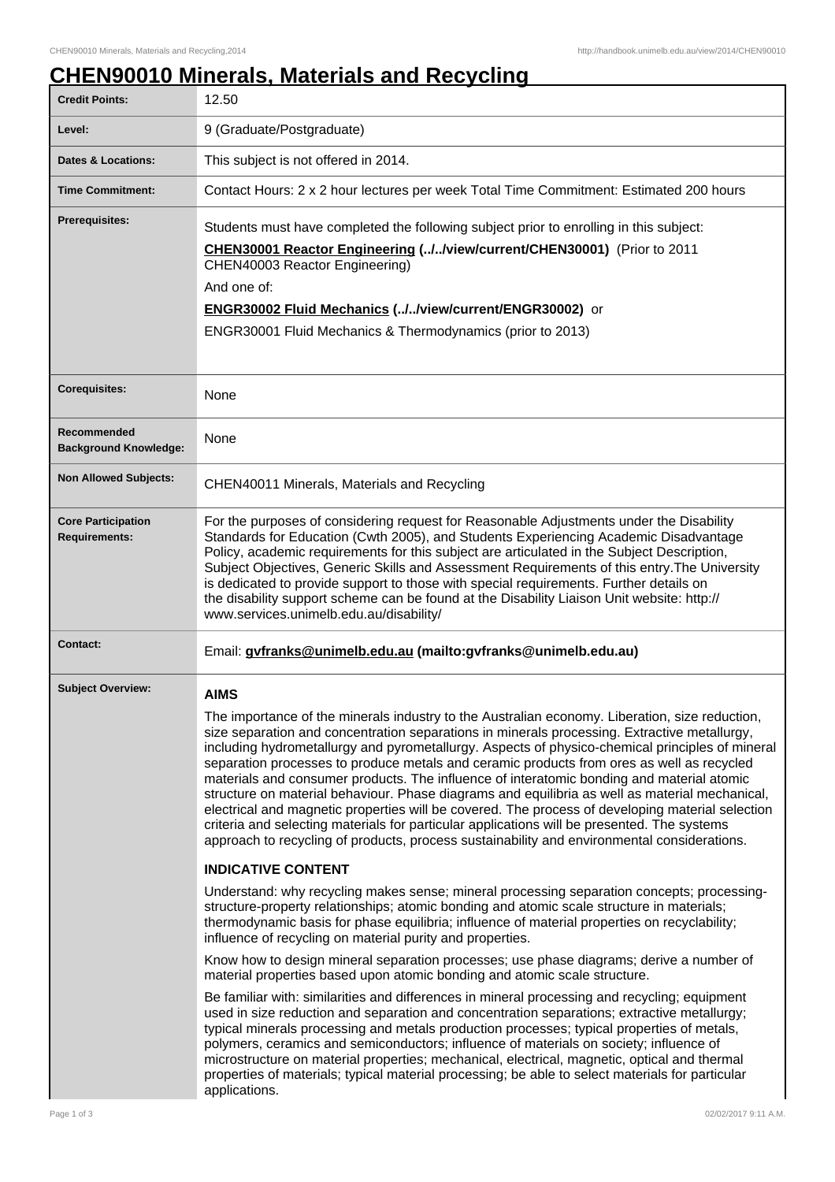# CHEN90010 Minerals, Materials and Recycling

| | |
|---|---|
| **Credit Points:** | 12.50 |
| **Level:** | 9 (Graduate/Postgraduate) |
| **Dates & Locations:** | This subject is not offered in 2014. |
| **Time Commitment:** | Contact Hours: 2 x 2 hour lectures per week Total Time Commitment: Estimated 200 hours |
| **Prerequisites:** | Students must have completed the following subject prior to enrolling in this subject:<br>**CHEN30001 Reactor Engineering (../../view/current/CHEN30001)** (Prior to 2011 CHEN40003 Reactor Engineering)<br>And one of:<br>**ENGR30002 Fluid Mechanics (../../view/current/ENGR30002)** or<br>ENGR30001 Fluid Mechanics & Thermodynamics (prior to 2013) |
| **Corequisites:** | None |
| **Recommended Background Knowledge:** | None |
| **Non Allowed Subjects:** | CHEN40011 Minerals, Materials and Recycling |
| **Core Participation Requirements:** | For the purposes of considering request for Reasonable Adjustments under the Disability Standards for Education (Cwth 2005), and Students Experiencing Academic Disadvantage Policy, academic requirements for this subject are articulated in the Subject Description, Subject Objectives, Generic Skills and Assessment Requirements of this entry.The University is dedicated to provide support to those with special requirements. Further details on the disability support scheme can be found at the Disability Liaison Unit website: http://www.services.unimelb.edu.au/disability/ |
| **Contact:** | Email: **gvfranks@unimelb.edu.au (mailto:gvfranks@unimelb.edu.au)** |
| **Subject Overview:** | **AIMS**<br>The importance of the minerals industry to the Australian economy. Liberation, size reduction, size separation and concentration separations in minerals processing. Extractive metallurgy, including hydrometallurgy and pyrometallurgy. Aspects of physico-chemical principles of mineral separation processes to produce metals and ceramic products from ores as well as recycled materials and consumer products. The influence of interatomic bonding and material atomic structure on material behaviour. Phase diagrams and equilibria as well as material mechanical, electrical and magnetic properties will be covered. The process of developing material selection criteria and selecting materials for particular applications will be presented. The systems approach to recycling of products, process sustainability and environmental considerations.<br>**INDICATIVE CONTENT**<br>Understand: why recycling makes sense; mineral processing separation concepts; processing-structure-property relationships; atomic bonding and atomic scale structure in materials; thermodynamic basis for phase equilibria; influence of material properties on recyclability; influence of recycling on material purity and properties.<br>Know how to design mineral separation processes; use phase diagrams; derive a number of material properties based upon atomic bonding and atomic scale structure.<br>Be familiar with: similarities and differences in mineral processing and recycling; equipment used in size reduction and separation and concentration separations; extractive metallurgy; typical minerals processing and metals production processes; typical properties of metals, polymers, ceramics and semiconductors; influence of materials on society; influence of microstructure on material properties; mechanical, electrical, magnetic, optical and thermal properties of materials; typical material processing; be able to select materials for particular applications. |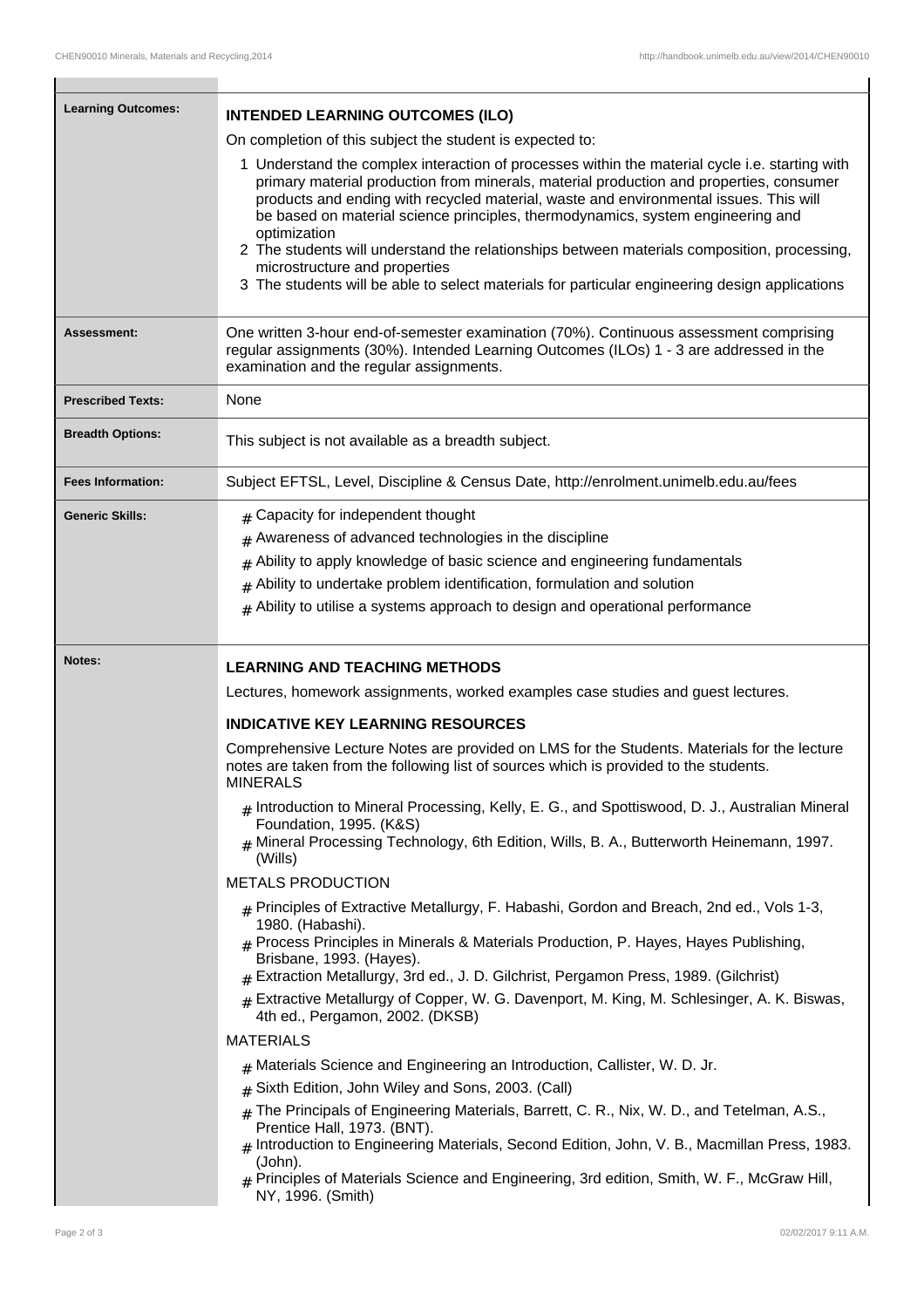| | |
|---|---|
| **Learning Outcomes:** | **INTENDED LEARNING OUTCOMES (ILO)**<br><br>On completion of this subject the student is expected to:<br><br>1 Understand the complex interaction of processes within the material cycle i.e. starting with primary material production from minerals, material production and properties, consumer products and ending with recycled material, waste and environmental issues. This will be based on material science principles, thermodynamics, system engineering and optimization<br>2 The students will understand the relationships between materials composition, processing, microstructure and properties<br>3 The students will be able to select materials for particular engineering design applications |
| **Assessment:** | One written 3-hour end-of-semester examination (70%). Continuous assessment comprising regular assignments (30%). Intended Learning Outcomes (ILOs) 1 - 3 are addressed in the examination and the regular assignments. |
| **Prescribed Texts:** | None |
| **Breadth Options:** | This subject is not available as a breadth subject. |
| **Fees Information:** | Subject EFTSL, Level, Discipline & Census Date, http://enrolment.unimelb.edu.au/fees |
| **Generic Skills:** | # Capacity for independent thought<br># Awareness of advanced technologies in the discipline<br># Ability to apply knowledge of basic science and engineering fundamentals<br># Ability to undertake problem identification, formulation and solution<br># Ability to utilise a systems approach to design and operational performance |
| **Notes:** | **LEARNING AND TEACHING METHODS**<br><br>Lectures, homework assignments, worked examples case studies and guest lectures.<br><br>**INDICATIVE KEY LEARNING RESOURCES**<br><br>Comprehensive Lecture Notes are provided on LMS for the Students. Materials for the lecture notes are taken from the following list of sources which is provided to the students.<br>MINERALS<br><br># Introduction to Mineral Processing, Kelly, E. G., and Spottiswood, D. J., Australian Mineral Foundation, 1995. (K&S)<br># Mineral Processing Technology, 6th Edition, Wills, B. A., Butterworth Heinemann, 1997. (Wills)<br><br>METALS PRODUCTION<br><br># Principles of Extractive Metallurgy, F. Habashi, Gordon and Breach, 2nd ed., Vols 1-3, 1980. (Habashi).<br># Process Principles in Minerals & Materials Production, P. Hayes, Hayes Publishing, Brisbane, 1993. (Hayes).<br># Extraction Metallurgy, 3rd ed., J. D. Gilchrist, Pergamon Press, 1989. (Gilchrist)<br># Extractive Metallurgy of Copper, W. G. Davenport, M. King, M. Schlesinger, A. K. Biswas, 4th ed., Pergamon, 2002. (DKSB)<br><br>MATERIALS<br><br># Materials Science and Engineering an Introduction, Callister, W. D. Jr.<br># Sixth Edition, John Wiley and Sons, 2003. (Call)<br># The Principals of Engineering Materials, Barrett, C. R., Nix, W. D., and Tetelman, A.S., Prentice Hall, 1973. (BNT).<br># Introduction to Engineering Materials, Second Edition, John, V. B., Macmillan Press, 1983. (John).<br># Principles of Materials Science and Engineering, 3rd edition, Smith, W. F., McGraw Hill, NY, 1996. (Smith) |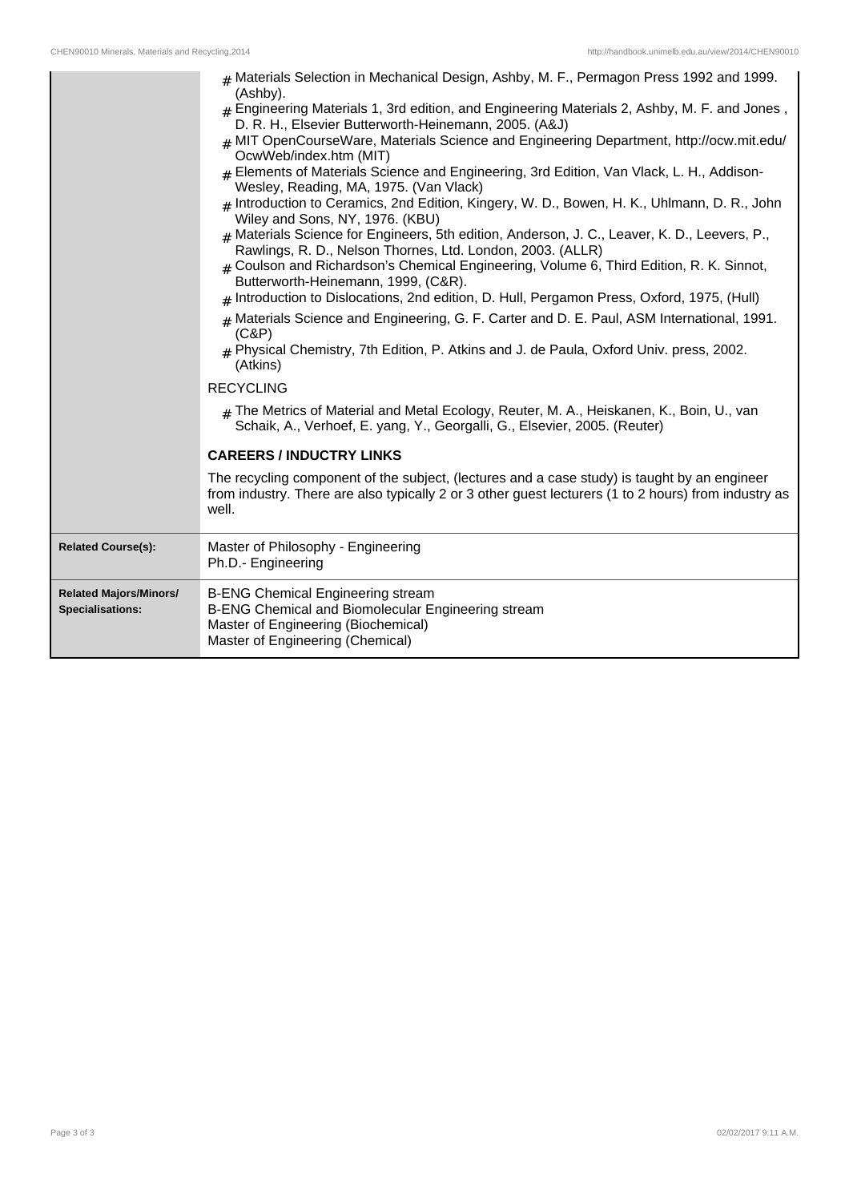| | |
|---|---|
| | # Materials Selection in Mechanical Design, Ashby, M. F., Permagon Press 1992 and 1999. (Ashby).<br># Engineering Materials 1, 3rd edition, and Engineering Materials 2, Ashby, M. F. and Jones , D. R. H., Elsevier Butterworth-Heinemann, 2005. (A&J)<br># MIT OpenCourseWare, Materials Science and Engineering Department, http://ocw.mit.edu/OcwWeb/index.htm (MIT)<br># Elements of Materials Science and Engineering, 3rd Edition, Van Vlack, L. H., Addison-Wesley, Reading, MA, 1975. (Van Vlack)<br># Introduction to Ceramics, 2nd Edition, Kingery, W. D., Bowen, H. K., Uhlmann, D. R., John Wiley and Sons, NY, 1976. (KBU)<br># Materials Science for Engineers, 5th edition, Anderson, J. C., Leaver, K. D., Leevers, P., Rawlings, R. D., Nelson Thornes, Ltd. London, 2003. (ALLR)<br># Coulson and Richardson's Chemical Engineering, Volume 6, Third Edition, R. K. Sinnot, Butterworth-Heinemann, 1999, (C&R).<br># Introduction to Dislocations, 2nd edition, D. Hull, Pergamon Press, Oxford, 1975, (Hull)<br># Materials Science and Engineering, G. F. Carter and D. E. Paul, ASM International, 1991. (C&P)<br># Physical Chemistry, 7th Edition, P. Atkins and J. de Paula, Oxford Univ. press, 2002. (Atkins)<br><br>RECYCLING<br><br># The Metrics of Material and Metal Ecology, Reuter, M. A., Heiskanen, K., Boin, U., van Schaik, A., Verhoef, E. yang, Y., Georgalli, G., Elsevier, 2005. (Reuter)<br><br>**CAREERS / INDUCTRY LINKS**<br><br>The recycling component of the subject, (lectures and a case study) is taught by an engineer from industry. There are also typically 2 or 3 other guest lecturers (1 to 2 hours) from industry as well. |
| **Related Course(s):** | Master of Philosophy - Engineering<br>Ph.D.- Engineering |
| **Related Majors/Minors/ Specialisations:** | B-ENG Chemical Engineering stream<br>B-ENG Chemical and Biomolecular Engineering stream<br>Master of Engineering (Biochemical)<br>Master of Engineering (Chemical) |